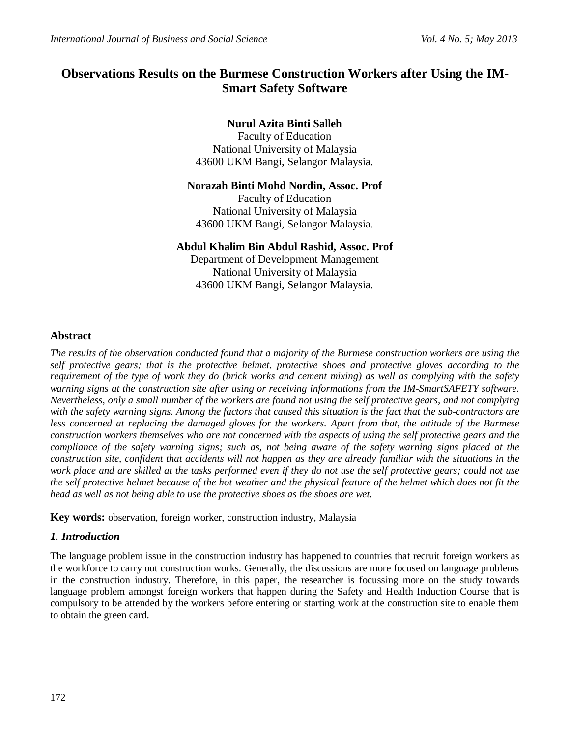# Observations Results on the Burmese Construction Workers after Using the IM-Smart Safety Software

**Nurul Azita Binti Salleh**
Faculty of Education
National University of Malaysia
43600 UKM Bangi, Selangor Malaysia.

**Norazah Binti Mohd Nordin, Assoc. Prof**
Faculty of Education
National University of Malaysia
43600 UKM Bangi, Selangor Malaysia.

**Abdul Khalim Bin Abdul Rashid, Assoc. Prof**
Department of Development Management
National University of Malaysia
43600 UKM Bangi, Selangor Malaysia.

## Abstract

*The results of the observation conducted found that a majority of the Burmese construction workers are using the self protective gears; that is the protective helmet, protective shoes and protective gloves according to the requirement of the type of work they do (brick works and cement mixing) as well as complying with the safety warning signs at the construction site after using or receiving informations from the IM-SmartSAFETY software. Nevertheless, only a small number of the workers are found not using the self protective gears, and not complying with the safety warning signs. Among the factors that caused this situation is the fact that the sub-contractors are less concerned at replacing the damaged gloves for the workers. Apart from that, the attitude of the Burmese construction workers themselves who are not concerned with the aspects of using the self protective gears and the compliance of the safety warning signs; such as, not being aware of the safety warning signs placed at the construction site, confident that accidents will not happen as they are already familiar with the situations in the work place and are skilled at the tasks performed even if they do not use the self protective gears; could not use the self protective helmet because of the hot weather and the physical feature of the helmet which does not fit the head as well as not being able to use the protective shoes as the shoes are wet.*

**Key words:** observation, foreign worker, construction industry, Malaysia

## *1. Introduction*

The language problem issue in the construction industry has happened to countries that recruit foreign workers as the workforce to carry out construction works. Generally, the discussions are more focused on language problems in the construction industry. Therefore, in this paper, the researcher is focussing more on the study towards language problem amongst foreign workers that happen during the Safety and Health Induction Course that is compulsory to be attended by the workers before entering or starting work at the construction site to enable them to obtain the green card.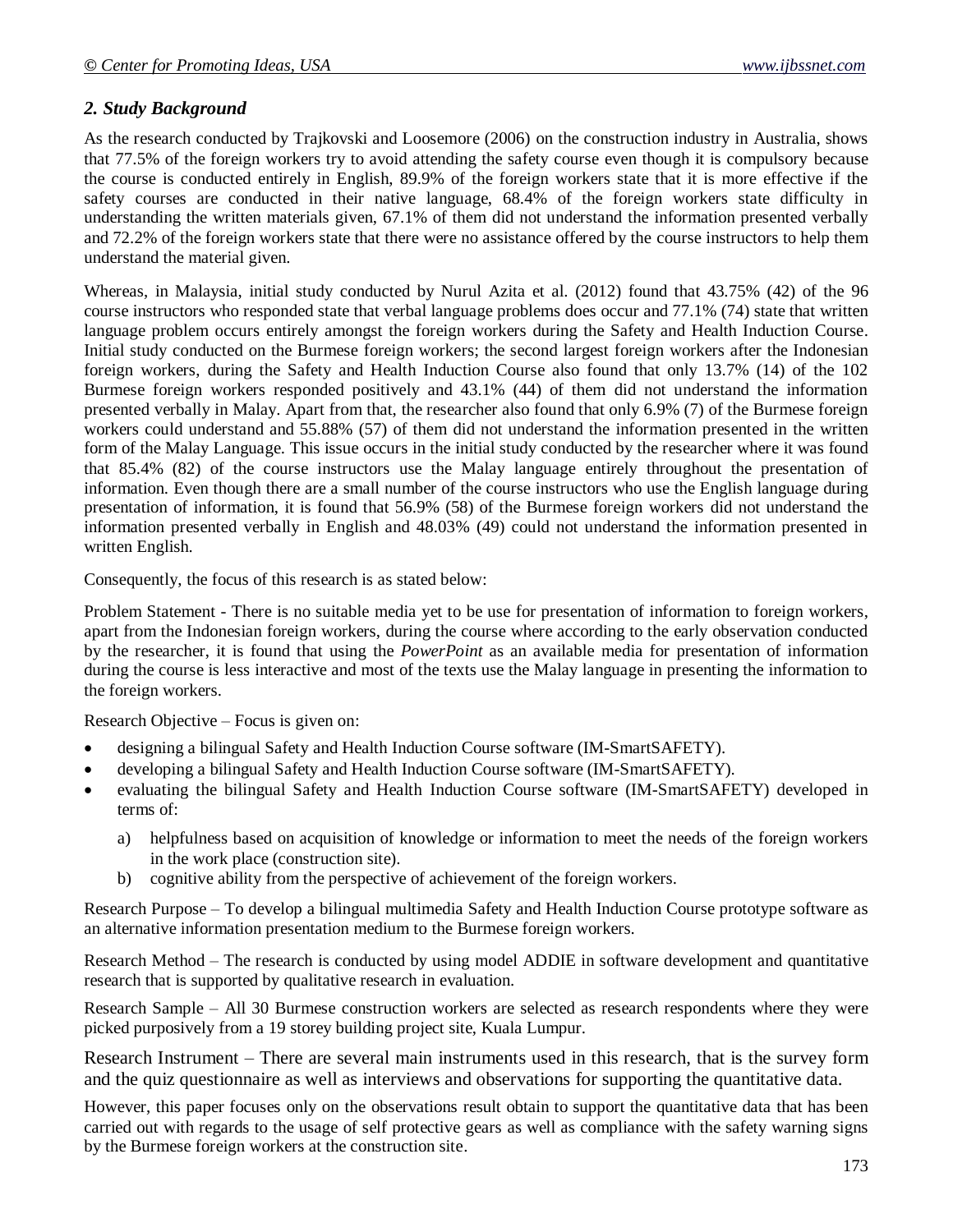## *2. Study Background*

As the research conducted by Trajkovski and Loosemore (2006) on the construction industry in Australia, shows that 77.5% of the foreign workers try to avoid attending the safety course even though it is compulsory because the course is conducted entirely in English, 89.9% of the foreign workers state that it is more effective if the safety courses are conducted in their native language, 68.4% of the foreign workers state difficulty in understanding the written materials given, 67.1% of them did not understand the information presented verbally and 72.2% of the foreign workers state that there were no assistance offered by the course instructors to help them understand the material given.

Whereas, in Malaysia, initial study conducted by Nurul Azita et al. (2012) found that 43.75% (42) of the 96 course instructors who responded state that verbal language problems does occur and 77.1% (74) state that written language problem occurs entirely amongst the foreign workers during the Safety and Health Induction Course. Initial study conducted on the Burmese foreign workers; the second largest foreign workers after the Indonesian foreign workers, during the Safety and Health Induction Course also found that only 13.7% (14) of the 102 Burmese foreign workers responded positively and 43.1% (44) of them did not understand the information presented verbally in Malay. Apart from that, the researcher also found that only 6.9% (7) of the Burmese foreign workers could understand and 55.88% (57) of them did not understand the information presented in the written form of the Malay Language. This issue occurs in the initial study conducted by the researcher where it was found that 85.4% (82) of the course instructors use the Malay language entirely throughout the presentation of information. Even though there are a small number of the course instructors who use the English language during presentation of information, it is found that 56.9% (58) of the Burmese foreign workers did not understand the information presented verbally in English and 48.03% (49) could not understand the information presented in written English.

Consequently, the focus of this research is as stated below:

Problem Statement - There is no suitable media yet to be use for presentation of information to foreign workers, apart from the Indonesian foreign workers, during the course where according to the early observation conducted by the researcher, it is found that using the *PowerPoint* as an available media for presentation of information during the course is less interactive and most of the texts use the Malay language in presenting the information to the foreign workers.

Research Objective – Focus is given on:

- designing a bilingual Safety and Health Induction Course software (IM-SmartSAFETY).
- developing a bilingual Safety and Health Induction Course software (IM-SmartSAFETY).
- evaluating the bilingual Safety and Health Induction Course software (IM-SmartSAFETY) developed in terms of:
  a) helpfulness based on acquisition of knowledge or information to meet the needs of the foreign workers in the work place (construction site).
  b) cognitive ability from the perspective of achievement of the foreign workers.

Research Purpose – To develop a bilingual multimedia Safety and Health Induction Course prototype software as an alternative information presentation medium to the Burmese foreign workers.

Research Method – The research is conducted by using model ADDIE in software development and quantitative research that is supported by qualitative research in evaluation.

Research Sample – All 30 Burmese construction workers are selected as research respondents where they were picked purposively from a 19 storey building project site, Kuala Lumpur.

Research Instrument – There are several main instruments used in this research, that is the survey form and the quiz questionnaire as well as interviews and observations for supporting the quantitative data.

However, this paper focuses only on the observations result obtain to support the quantitative data that has been carried out with regards to the usage of self protective gears as well as compliance with the safety warning signs by the Burmese foreign workers at the construction site.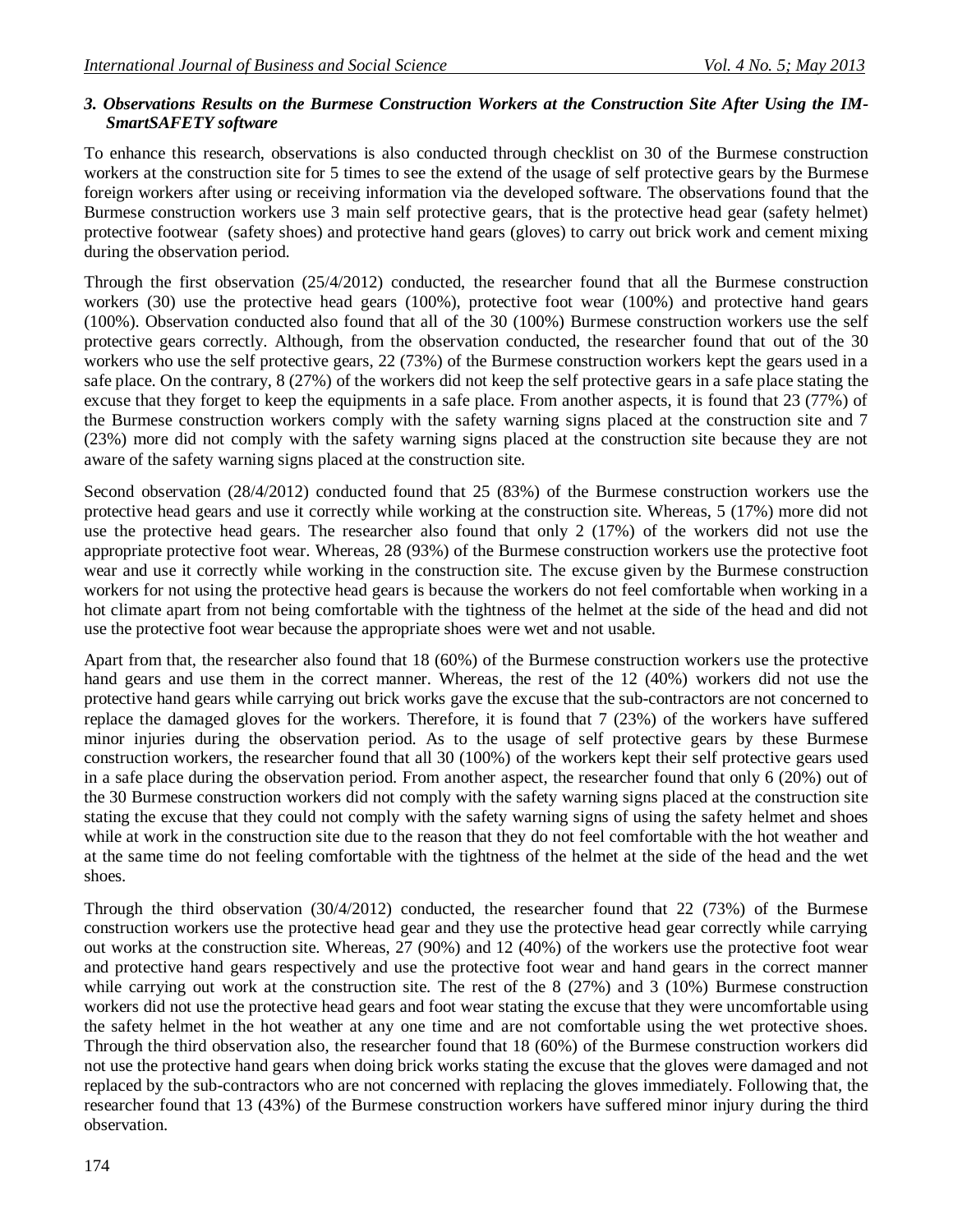### *3. Observations Results on the Burmese Construction Workers at the Construction Site After Using the IM-SmartSAFETY software*

To enhance this research, observations is also conducted through checklist on 30 of the Burmese construction workers at the construction site for 5 times to see the extend of the usage of self protective gears by the Burmese foreign workers after using or receiving information via the developed software. The observations found that the Burmese construction workers use 3 main self protective gears, that is the protective head gear (safety helmet) protective footwear (safety shoes) and protective hand gears (gloves) to carry out brick work and cement mixing during the observation period.

Through the first observation (25/4/2012) conducted, the researcher found that all the Burmese construction workers (30) use the protective head gears (100%), protective foot wear (100%) and protective hand gears (100%). Observation conducted also found that all of the 30 (100%) Burmese construction workers use the self protective gears correctly. Although, from the observation conducted, the researcher found that out of the 30 workers who use the self protective gears, 22 (73%) of the Burmese construction workers kept the gears used in a safe place. On the contrary, 8 (27%) of the workers did not keep the self protective gears in a safe place stating the excuse that they forget to keep the equipments in a safe place. From another aspects, it is found that 23 (77%) of the Burmese construction workers comply with the safety warning signs placed at the construction site and 7 (23%) more did not comply with the safety warning signs placed at the construction site because they are not aware of the safety warning signs placed at the construction site.

Second observation (28/4/2012) conducted found that 25 (83%) of the Burmese construction workers use the protective head gears and use it correctly while working at the construction site. Whereas, 5 (17%) more did not use the protective head gears. The researcher also found that only 2 (17%) of the workers did not use the appropriate protective foot wear. Whereas, 28 (93%) of the Burmese construction workers use the protective foot wear and use it correctly while working in the construction site. The excuse given by the Burmese construction workers for not using the protective head gears is because the workers do not feel comfortable when working in a hot climate apart from not being comfortable with the tightness of the helmet at the side of the head and did not use the protective foot wear because the appropriate shoes were wet and not usable.

Apart from that, the researcher also found that 18 (60%) of the Burmese construction workers use the protective hand gears and use them in the correct manner. Whereas, the rest of the 12 (40%) workers did not use the protective hand gears while carrying out brick works gave the excuse that the sub-contractors are not concerned to replace the damaged gloves for the workers. Therefore, it is found that 7 (23%) of the workers have suffered minor injuries during the observation period. As to the usage of self protective gears by these Burmese construction workers, the researcher found that all 30 (100%) of the workers kept their self protective gears used in a safe place during the observation period. From another aspect, the researcher found that only 6 (20%) out of the 30 Burmese construction workers did not comply with the safety warning signs placed at the construction site stating the excuse that they could not comply with the safety warning signs of using the safety helmet and shoes while at work in the construction site due to the reason that they do not feel comfortable with the hot weather and at the same time do not feeling comfortable with the tightness of the helmet at the side of the head and the wet shoes.

Through the third observation (30/4/2012) conducted, the researcher found that 22 (73%) of the Burmese construction workers use the protective head gear and they use the protective head gear correctly while carrying out works at the construction site. Whereas, 27 (90%) and 12 (40%) of the workers use the protective foot wear and protective hand gears respectively and use the protective foot wear and hand gears in the correct manner while carrying out work at the construction site. The rest of the 8 (27%) and 3 (10%) Burmese construction workers did not use the protective head gears and foot wear stating the excuse that they were uncomfortable using the safety helmet in the hot weather at any one time and are not comfortable using the wet protective shoes. Through the third observation also, the researcher found that 18 (60%) of the Burmese construction workers did not use the protective hand gears when doing brick works stating the excuse that the gloves were damaged and not replaced by the sub-contractors who are not concerned with replacing the gloves immediately. Following that, the researcher found that 13 (43%) of the Burmese construction workers have suffered minor injury during the third observation.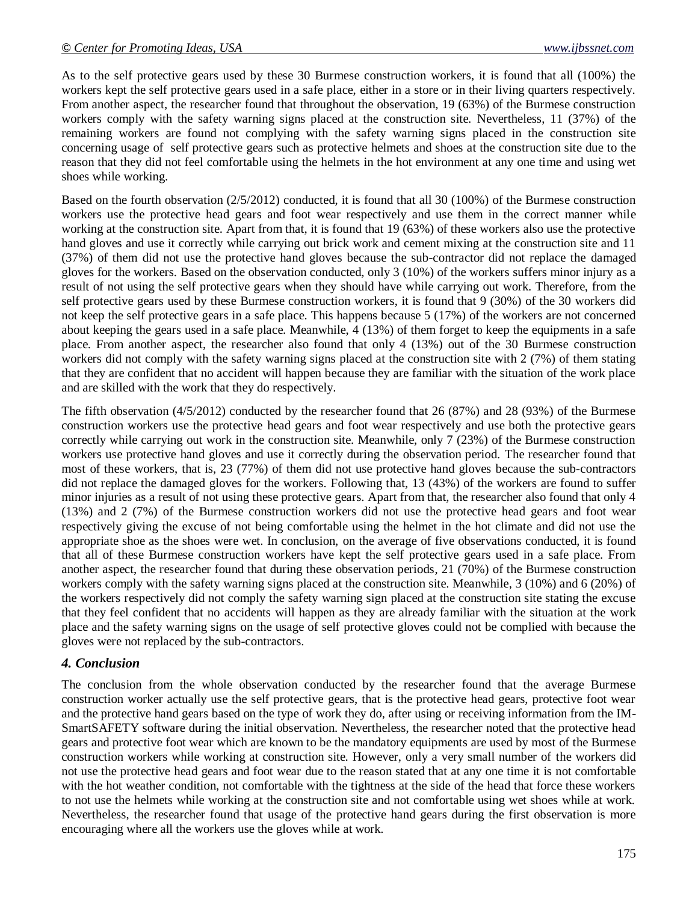As to the self protective gears used by these 30 Burmese construction workers, it is found that all (100%) the workers kept the self protective gears used in a safe place, either in a store or in their living quarters respectively. From another aspect, the researcher found that throughout the observation, 19 (63%) of the Burmese construction workers comply with the safety warning signs placed at the construction site. Nevertheless, 11 (37%) of the remaining workers are found not complying with the safety warning signs placed in the construction site concerning usage of self protective gears such as protective helmets and shoes at the construction site due to the reason that they did not feel comfortable using the helmets in the hot environment at any one time and using wet shoes while working.

Based on the fourth observation (2/5/2012) conducted, it is found that all 30 (100%) of the Burmese construction workers use the protective head gears and foot wear respectively and use them in the correct manner while working at the construction site. Apart from that, it is found that 19 (63%) of these workers also use the protective hand gloves and use it correctly while carrying out brick work and cement mixing at the construction site and 11 (37%) of them did not use the protective hand gloves because the sub-contractor did not replace the damaged gloves for the workers. Based on the observation conducted, only 3 (10%) of the workers suffers minor injury as a result of not using the self protective gears when they should have while carrying out work. Therefore, from the self protective gears used by these Burmese construction workers, it is found that 9 (30%) of the 30 workers did not keep the self protective gears in a safe place. This happens because 5 (17%) of the workers are not concerned about keeping the gears used in a safe place. Meanwhile, 4 (13%) of them forget to keep the equipments in a safe place. From another aspect, the researcher also found that only 4 (13%) out of the 30 Burmese construction workers did not comply with the safety warning signs placed at the construction site with 2 (7%) of them stating that they are confident that no accident will happen because they are familiar with the situation of the work place and are skilled with the work that they do respectively.

The fifth observation (4/5/2012) conducted by the researcher found that 26 (87%) and 28 (93%) of the Burmese construction workers use the protective head gears and foot wear respectively and use both the protective gears correctly while carrying out work in the construction site. Meanwhile, only 7 (23%) of the Burmese construction workers use protective hand gloves and use it correctly during the observation period. The researcher found that most of these workers, that is, 23 (77%) of them did not use protective hand gloves because the sub-contractors did not replace the damaged gloves for the workers. Following that, 13 (43%) of the workers are found to suffer minor injuries as a result of not using these protective gears. Apart from that, the researcher also found that only 4 (13%) and 2 (7%) of the Burmese construction workers did not use the protective head gears and foot wear respectively giving the excuse of not being comfortable using the helmet in the hot climate and did not use the appropriate shoe as the shoes were wet. In conclusion, on the average of five observations conducted, it is found that all of these Burmese construction workers have kept the self protective gears used in a safe place. From another aspect, the researcher found that during these observation periods, 21 (70%) of the Burmese construction workers comply with the safety warning signs placed at the construction site. Meanwhile, 3 (10%) and 6 (20%) of the workers respectively did not comply the safety warning sign placed at the construction site stating the excuse that they feel confident that no accidents will happen as they are already familiar with the situation at the work place and the safety warning signs on the usage of self protective gloves could not be complied with because the gloves were not replaced by the sub-contractors.

### *4. Conclusion*

The conclusion from the whole observation conducted by the researcher found that the average Burmese construction worker actually use the self protective gears, that is the protective head gears, protective foot wear and the protective hand gears based on the type of work they do, after using or receiving information from the IM-SmartSAFETY software during the initial observation. Nevertheless, the researcher noted that the protective head gears and protective foot wear which are known to be the mandatory equipments are used by most of the Burmese construction workers while working at construction site. However, only a very small number of the workers did not use the protective head gears and foot wear due to the reason stated that at any one time it is not comfortable with the hot weather condition, not comfortable with the tightness at the side of the head that force these workers to not use the helmets while working at the construction site and not comfortable using wet shoes while at work. Nevertheless, the researcher found that usage of the protective hand gears during the first observation is more encouraging where all the workers use the gloves while at work.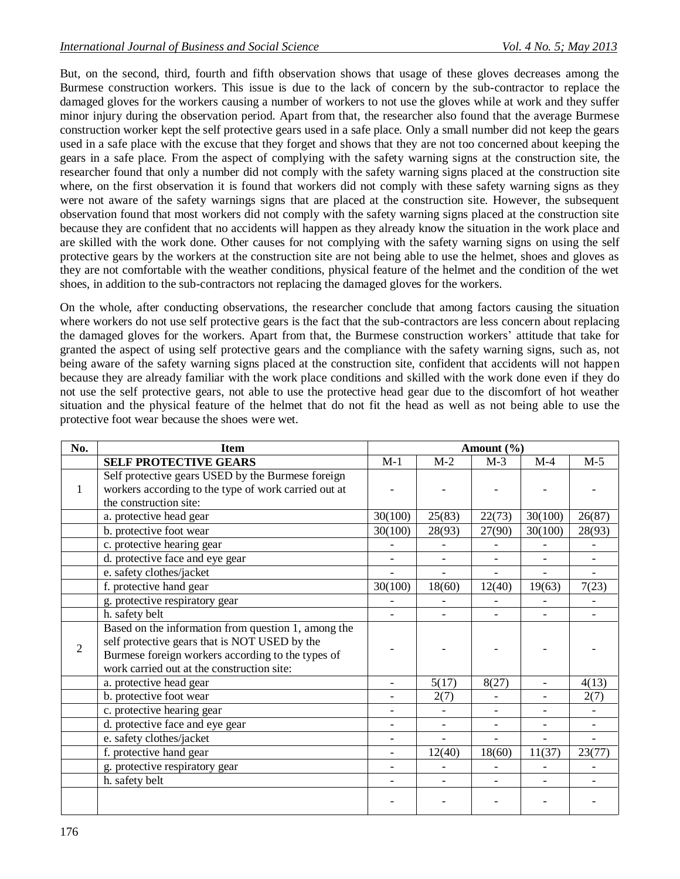But, on the second, third, fourth and fifth observation shows that usage of these gloves decreases among the Burmese construction workers. This issue is due to the lack of concern by the sub-contractor to replace the damaged gloves for the workers causing a number of workers to not use the gloves while at work and they suffer minor injury during the observation period. Apart from that, the researcher also found that the average Burmese construction worker kept the self protective gears used in a safe place. Only a small number did not keep the gears used in a safe place with the excuse that they forget and shows that they are not too concerned about keeping the gears in a safe place. From the aspect of complying with the safety warning signs at the construction site, the researcher found that only a number did not comply with the safety warning signs placed at the construction site where, on the first observation it is found that workers did not comply with these safety warning signs as they were not aware of the safety warnings signs that are placed at the construction site. However, the subsequent observation found that most workers did not comply with the safety warning signs placed at the construction site because they are confident that no accidents will happen as they already know the situation in the work place and are skilled with the work done. Other causes for not complying with the safety warning signs on using the self protective gears by the workers at the construction site are not being able to use the helmet, shoes and gloves as they are not comfortable with the weather conditions, physical feature of the helmet and the condition of the wet shoes, in addition to the sub-contractors not replacing the damaged gloves for the workers.

On the whole, after conducting observations, the researcher conclude that among factors causing the situation where workers do not use self protective gears is the fact that the sub-contractors are less concern about replacing the damaged gloves for the workers. Apart from that, the Burmese construction workers' attitude that take for granted the aspect of using self protective gears and the compliance with the safety warning signs, such as, not being aware of the safety warning signs placed at the construction site, confident that accidents will not happen because they are already familiar with the work place conditions and skilled with the work done even if they do not use the self protective gears, not able to use the protective head gear due to the discomfort of hot weather situation and the physical feature of the helmet that do not fit the head as well as not being able to use the protective foot wear because the shoes were wet.

| No. | Item | Amount (%) | | | | |
|---|---|---|---|---|---|---|
| | **SELF PROTECTIVE GEARS** | M-1 | M-2 | M-3 | M-4 | M-5 |
| 1 | Self protective gears USED by the Burmese foreign workers according to the type of work carried out at the construction site: | - | - | - | - | - |
| | a. protective head gear | 30(100) | 25(83) | 22(73) | 30(100) | 26(87) |
| | b. protective foot wear | 30(100) | 28(93) | 27(90) | 30(100) | 28(93) |
| | c. protective hearing gear | - | - | - | - | - |
| | d. protective face and eye gear | - | - | - | - | - |
| | e. safety clothes/jacket | - | - | - | - | - |
| | f. protective hand gear | 30(100) | 18(60) | 12(40) | 19(63) | 7(23) |
| | g. protective respiratory gear | - | - | - | - | - |
| | h. safety belt | - | - | - | - | - |
| 2 | Based on the information from question 1, among the self protective gears that is NOT USED by the Burmese foreign workers according to the types of work carried out at the construction site: | - | - | - | - | - |
| | a. protective head gear | - | 5(17) | 8(27) | - | 4(13) |
| | b. protective foot wear | - | 2(7) | - | - | 2(7) |
| | c. protective hearing gear | - | - | - | - | - |
| | d. protective face and eye gear | - | - | - | - | - |
| | e. safety clothes/jacket | - | - | - | - | - |
| | f. protective hand gear | - | 12(40) | 18(60) | 11(37) | 23(77) |
| | g. protective respiratory gear | - | - | - | - | - |
| | h. safety belt | - | - | - | - | - |
| | | - | - | - | - | - |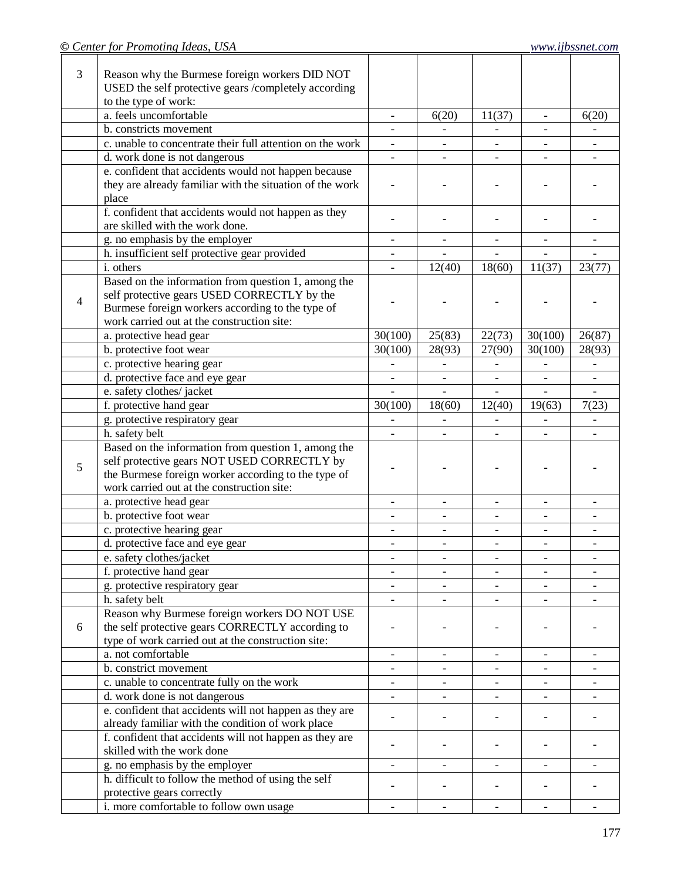| | | | | | | |
|---|---|---|---|---|---|---|
| 3 | Reason why the Burmese foreign workers DID NOT USED the self protective gears /completely according to the type of work: | | | | | |
| | a. feels uncomfortable | - | 6(20) | 11(37) | - | 6(20) |
| | b. constricts movement | - | - | - | - | - |
| | c. unable to concentrate their full attention on the work | - | - | - | - | - |
| | d. work done is not dangerous | - | - | - | - | - |
| | e. confident that accidents would not happen because they are already familiar with the situation of the work place | - | - | - | - | - |
| | f. confident that accidents would not happen as they are skilled with the work done. | - | - | - | - | - |
| | g. no emphasis by the employer | - | - | - | - | - |
| | h. insufficient self protective gear provided | - | - | - | - | - |
| | i. others | - | 12(40) | 18(60) | 11(37) | 23(77) |
| 4 | Based on the information from question 1, among the self protective gears USED CORRECTLY by the Burmese foreign workers according to the type of work carried out at the construction site: | - | - | - | - | - |
| | a. protective head gear | 30(100) | 25(83) | 22(73) | 30(100) | 26(87) |
| | b. protective foot wear | 30(100) | 28(93) | 27(90) | 30(100) | 28(93) |
| | c. protective hearing gear | - | - | - | - | - |
| | d. protective face and eye gear | - | - | - | - | - |
| | e. safety clothes/ jacket | - | - | - | - | - |
| | f. protective hand gear | 30(100) | 18(60) | 12(40) | 19(63) | 7(23) |
| | g. protective respiratory gear | - | - | - | - | - |
| | h. safety belt | - | - | - | - | - |
| 5 | Based on the information from question 1, among the self protective gears NOT USED CORRECTLY by the Burmese foreign worker according to the type of work carried out at the construction site: | - | - | - | - | - |
| | a. protective head gear | - | - | - | - | - |
| | b. protective foot wear | - | - | - | - | - |
| | c. protective hearing gear | - | - | - | - | - |
| | d. protective face and eye gear | - | - | - | - | - |
| | e. safety clothes/jacket | - | - | - | - | - |
| | f. protective hand gear | - | - | - | - | - |
| | g. protective respiratory gear | - | - | - | - | - |
| | h. safety belt | - | - | - | - | - |
| 6 | Reason why Burmese foreign workers DO NOT USE the self protective gears CORRECTLY according to type of work carried out at the construction site: | - | - | - | - | - |
| | a. not comfortable | - | - | - | - | - |
| | b. constrict movement | - | - | - | - | - |
| | c. unable to concentrate fully on the work | - | - | - | - | - |
| | d. work done is not dangerous | - | - | - | - | - |
| | e. confident that accidents will not happen as they are already familiar with the condition of work place | - | - | - | - | - |
| | f. confident that accidents will not happen as they are skilled with the work done | - | - | - | - | - |
| | g. no emphasis by the employer | - | - | - | - | - |
| | h. difficult to follow the method of using the self protective gears correctly | - | - | - | - | - |
| | i. more comfortable to follow own usage | - | - | - | - | - |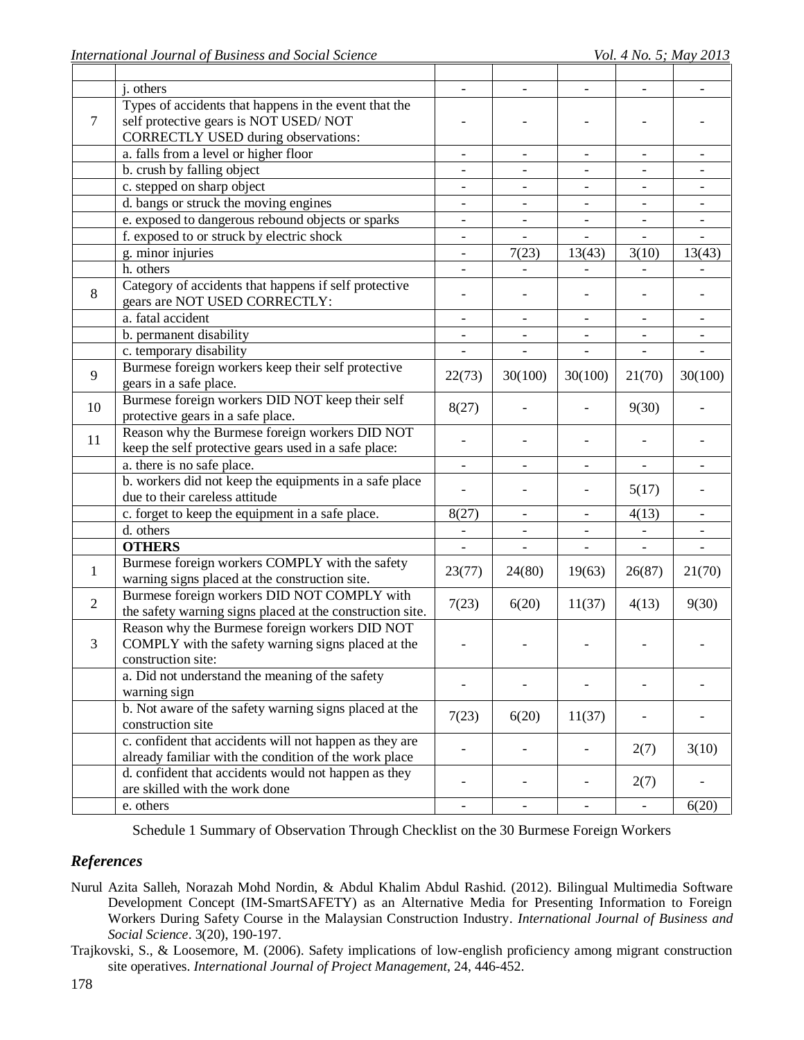| | | | | | | |
|---|---|---|---|---|---|---|
| | j. others | - | - | - | - | - |
| 7 | Types of accidents that happens in the event that the self protective gears is NOT USED/ NOT CORRECTLY USED during observations: | - | - | - | - | - |
| | a. falls from a level or higher floor | - | - | - | - | - |
| | b. crush by falling object | - | - | - | - | - |
| | c. stepped on sharp object | - | - | - | - | - |
| | d. bangs or struck the moving engines | - | - | - | - | - |
| | e. exposed to dangerous rebound objects or sparks | - | - | - | - | - |
| | f. exposed to or struck by electric shock | - | - | - | - | - |
| | g. minor injuries | - | 7(23) | 13(43) | 3(10) | 13(43) |
| | h. others | - | - | - | - | - |
| 8 | Category of accidents that happens if self protective gears are NOT USED CORRECTLY: | - | - | - | - | - |
| | a. fatal accident | - | - | - | - | - |
| | b. permanent disability | - | - | - | - | - |
| | c. temporary disability | - | - | - | - | - |
| 9 | Burmese foreign workers keep their self protective gears in a safe place. | 22(73) | 30(100) | 30(100) | 21(70) | 30(100) |
| 10 | Burmese foreign workers DID NOT keep their self protective gears in a safe place. | 8(27) | - | - | 9(30) | - |
| 11 | Reason why the Burmese foreign workers DID NOT keep the self protective gears used in a safe place: | - | - | - | - | - |
| | a. there is no safe place. | - | - | - | - | - |
| | b. workers did not keep the equipments in a safe place due to their careless attitude | - | - | - | 5(17) | - |
| | c. forget to keep the equipment in a safe place. | 8(27) | - | - | 4(13) | - |
| | d. others | - | - | - | - | - |
| | **OTHERS** | - | - | - | - | - |
| 1 | Burmese foreign workers COMPLY with the safety warning signs placed at the construction site. | 23(77) | 24(80) | 19(63) | 26(87) | 21(70) |
| 2 | Burmese foreign workers DID NOT COMPLY with the safety warning signs placed at the construction site. | 7(23) | 6(20) | 11(37) | 4(13) | 9(30) |
| 3 | Reason why the Burmese foreign workers DID NOT COMPLY with the safety warning signs placed at the construction site: | - | - | - | - | - |
| | a. Did not understand the meaning of the safety warning sign | - | - | - | - | - |
| | b. Not aware of the safety warning signs placed at the construction site | 7(23) | 6(20) | 11(37) | - | - |
| | c. confident that accidents will not happen as they are already familiar with the condition of the work place | - | - | - | 2(7) | 3(10) |
| | d. confident that accidents would not happen as they are skilled with the work done | - | - | - | 2(7) | - |
| | e. others | - | - | - | - | 6(20) |

Schedule 1 Summary of Observation Through Checklist on the 30 Burmese Foreign Workers

## *References*

Nurul Azita Salleh, Norazah Mohd Nordin, & Abdul Khalim Abdul Rashid. (2012). Bilingual Multimedia Software Development Concept (IM-SmartSAFETY) as an Alternative Media for Presenting Information to Foreign Workers During Safety Course in the Malaysian Construction Industry. *International Journal of Business and Social Science*. 3(20), 190-197.

Trajkovski, S., & Loosemore, M. (2006). Safety implications of low-english proficiency among migrant construction site operatives. *International Journal of Project Management*, 24, 446-452.